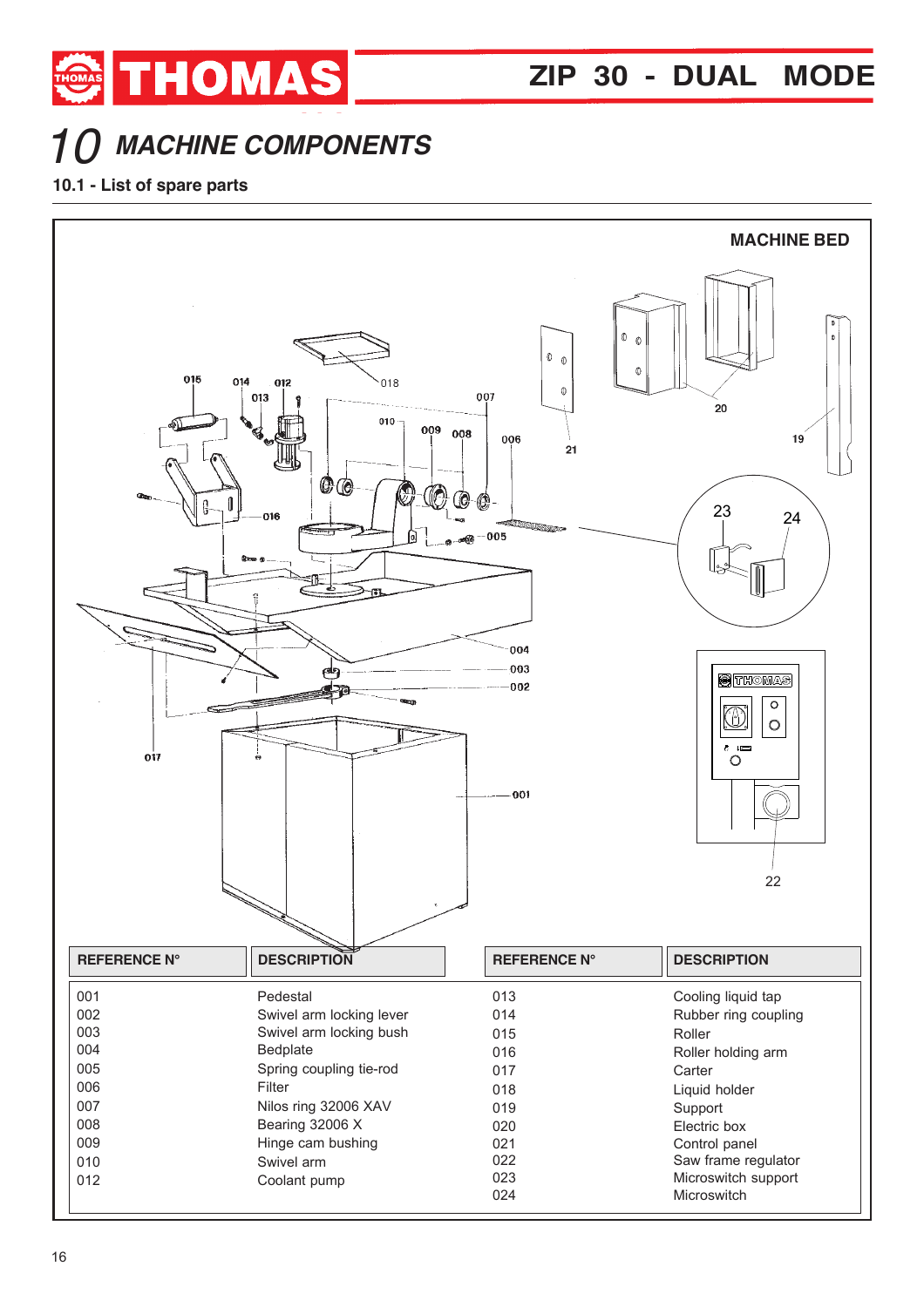# 10 MACHINE COMPONENTS

## 10.1 - List of spare parts

**MACHINE BED**

| REFERENCE N° | DESCRIPTION | REFERENCE N° | DESCRIPTION |
|---|---|---|---|
| 001 | Pedestal | 013 | Cooling liquid tap |
| 002 | Swivel arm locking lever | 014 | Rubber ring coupling |
| 003 | Swivel arm locking bush | 015 | Roller |
| 004 | Bedplate | 016 | Roller holding arm |
| 005 | Spring coupling tie-rod | 017 | Carter |
| 006 | Filter | 018 | Liquid holder |
| 007 | Nilos ring 32006 XAV | 019 | Support |
| 008 | Bearing 32006 X | 020 | Electric box |
| 009 | Hinge cam bushing | 021 | Control panel |
| 010 | Swivel arm | 022 | Saw frame regulator |
| 012 | Coolant pump | 023 | Microswitch support |
| | | 024 | Microswitch |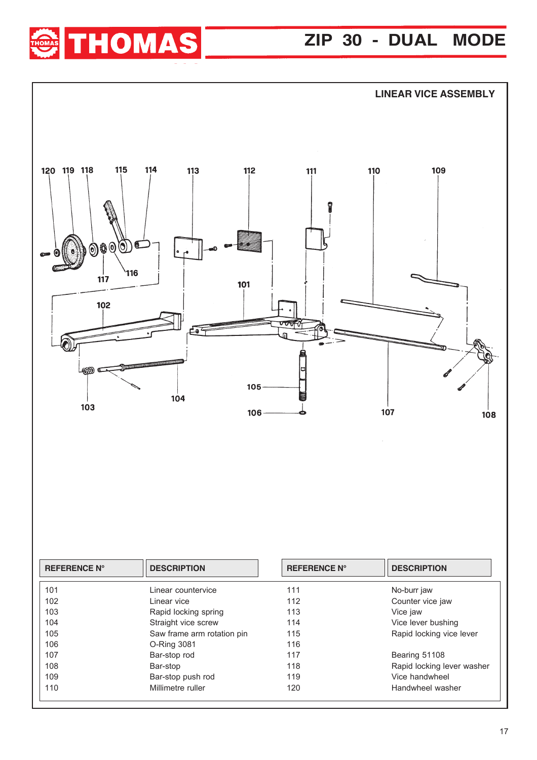## LINEAR VICE ASSEMBLY

| REFERENCE N° | DESCRIPTION | REFERENCE N° | DESCRIPTION |
|---|---|---|---|
| 101 | Linear countervice | 111 | No-burr jaw |
| 102 | Linear vice | 112 | Counter vice jaw |
| 103 | Rapid locking spring | 113 | Vice jaw |
| 104 | Straight vice screw | 114 | Vice lever bushing |
| 105 | Saw frame arm rotation pin | 115 | Rapid locking vice lever |
| 106 | O-Ring 3081 | 116 | |
| 107 | Bar-stop rod | 117 | Bearing 51108 |
| 108 | Bar-stop | 118 | Rapid locking lever washer |
| 109 | Bar-stop push rod | 119 | Vice handwheel |
| 110 | Millimetre ruller | 120 | Handwheel washer |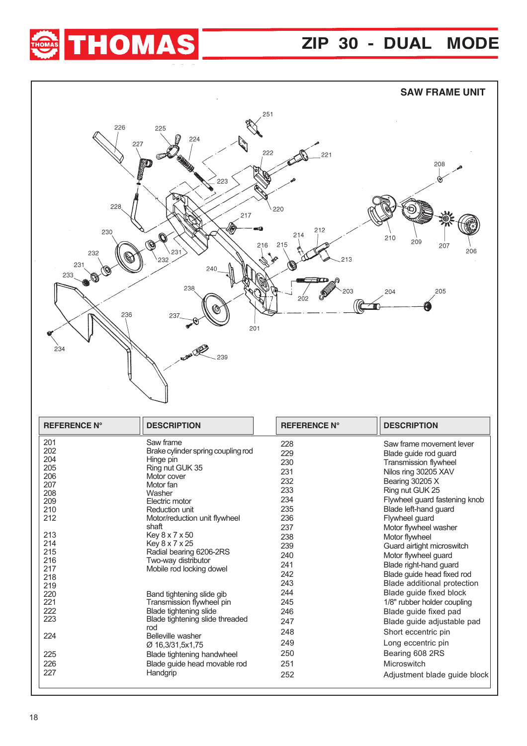# ZIP 30 - DUAL MODE

## SAW FRAME UNIT

| REFERENCE N° | DESCRIPTION | REFERENCE N° | DESCRIPTION |
|---|---|---|---|
| 201 | Saw frame | 228 | Saw frame movement lever |
| 202 | Brake cylinder spring coupling rod | 229 | Blade guide rod guard |
| 204 | Hinge pin | 230 | Transmission flywheel |
| 205 | Ring nut GUK 35 | 231 | Nilos ring 30205 XAV |
| 206 | Motor cover | 232 | Bearing 30205 X |
| 207 | Motor fan | 233 | Ring nut GUK 25 |
| 208 | Washer | 234 | Flywheel guard fastening knob |
| 209 | Electric motor | 235 | Blade left-hand guard |
| 210 | Reduction unit | 236 | Flywheel guard |
| 212 | Motor/reduction unit flywheel shaft | 237 | Motor flywheel washer |
| 213 | Key 8 x 7 x 50 | 238 | Motor flywheel |
| 214 | Key 8 x 7 x 25 | 239 | Guard airtight microswitch |
| 215 | Radial bearing 6206-2RS | 240 | Motor flywheel guard |
| 216 | Two-way distributor | 241 | Blade right-hand guard |
| 217 | Mobile rod locking dowel | 242 | Blade guide head fixed rod |
| 218 | | 243 | Blade additional protection |
| 219 | | 244 | Blade guide fixed block |
| 220 | Band tightening slide gib | 245 | 1/8" rubber holder coupling |
| 221 | Transmission flywheel pin | 246 | Blade guide fixed pad |
| 222 | Blade tightening slide | 247 | Blade guide adjustable pad |
| 223 | Blade tightening slide threaded rod | 248 | Short eccentric pin |
| 224 | Belleville washer Ø 16,3/31,5x1,75 | 249 | Long eccentric pin |
| 225 | Blade tightening handwheel | 250 | Bearing 608 2RS |
| 226 | Blade guide head movable rod | 251 | Microswitch |
| 227 | Handgrip | 252 | Adjustment blade guide block |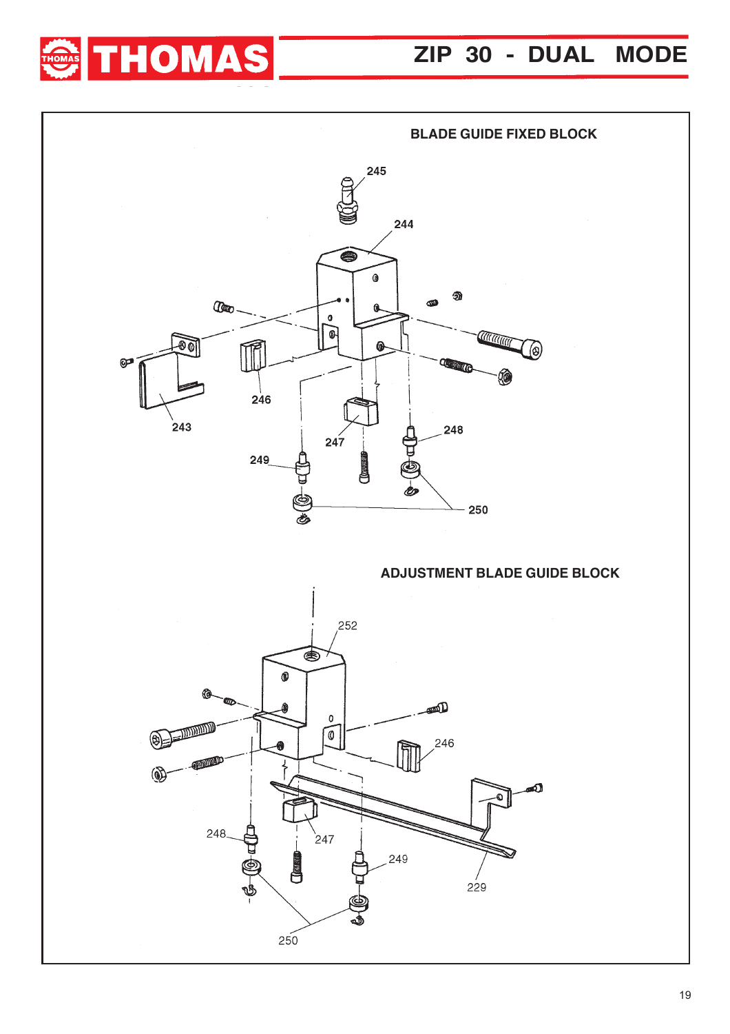## BLADE GUIDE FIXED BLOCK

245

244

246

243

247

248

249

250

## ADJUSTMENT BLADE GUIDE BLOCK

252

246

248

247

249

229

250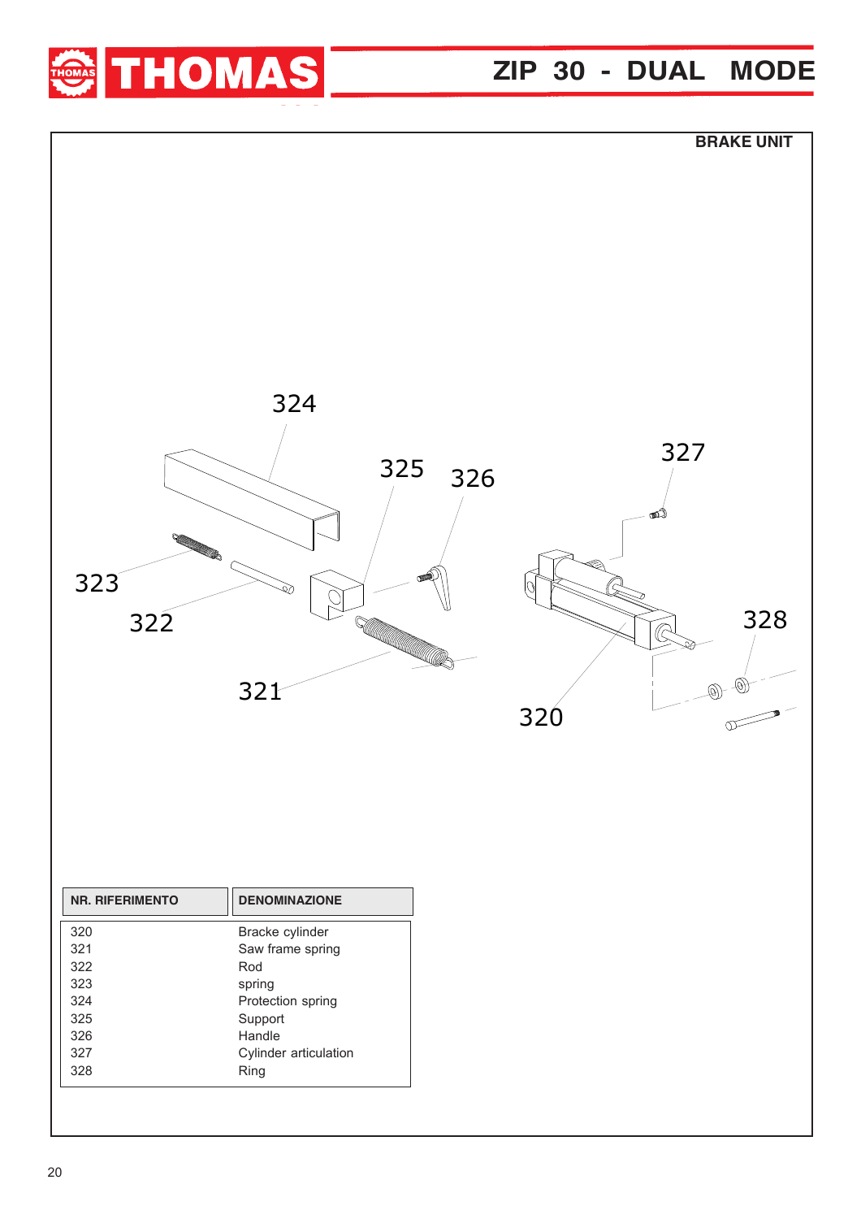## BRAKE UNIT

| NR. RIFERIMENTO | DENOMINAZIONE |
|---|---|
| 320 | Bracke cylinder |
| 321 | Saw frame spring |
| 322 | Rod |
| 323 | spring |
| 324 | Protection spring |
| 325 | Support |
| 326 | Handle |
| 327 | Cylinder articulation |
| 328 | Ring |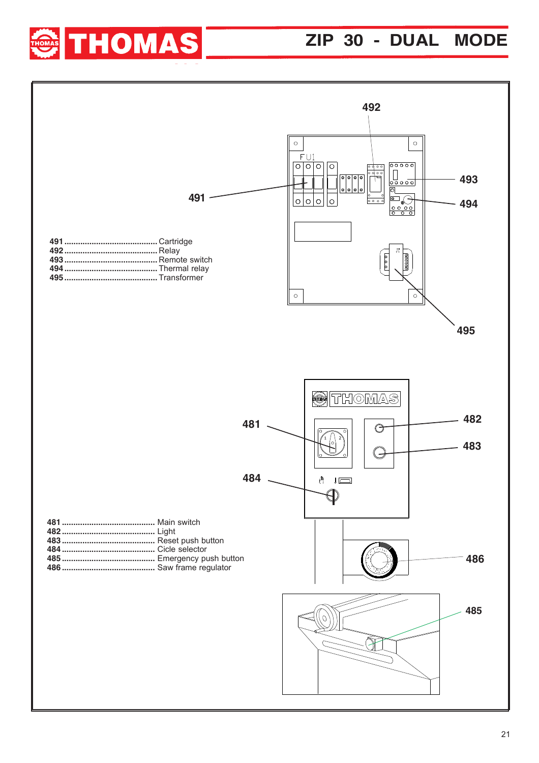# ZIP 30 - DUAL MODE

491 ......................................... Cartridge
492 ......................................... Relay
493 ......................................... Remote switch
494 ......................................... Thermal relay
495 ......................................... Transformer

481 ......................................... Main switch
482 ......................................... Light
483 ......................................... Reset push button
484 ......................................... Cicle selector
485 ......................................... Emergency push button
486 ......................................... Saw frame regulator